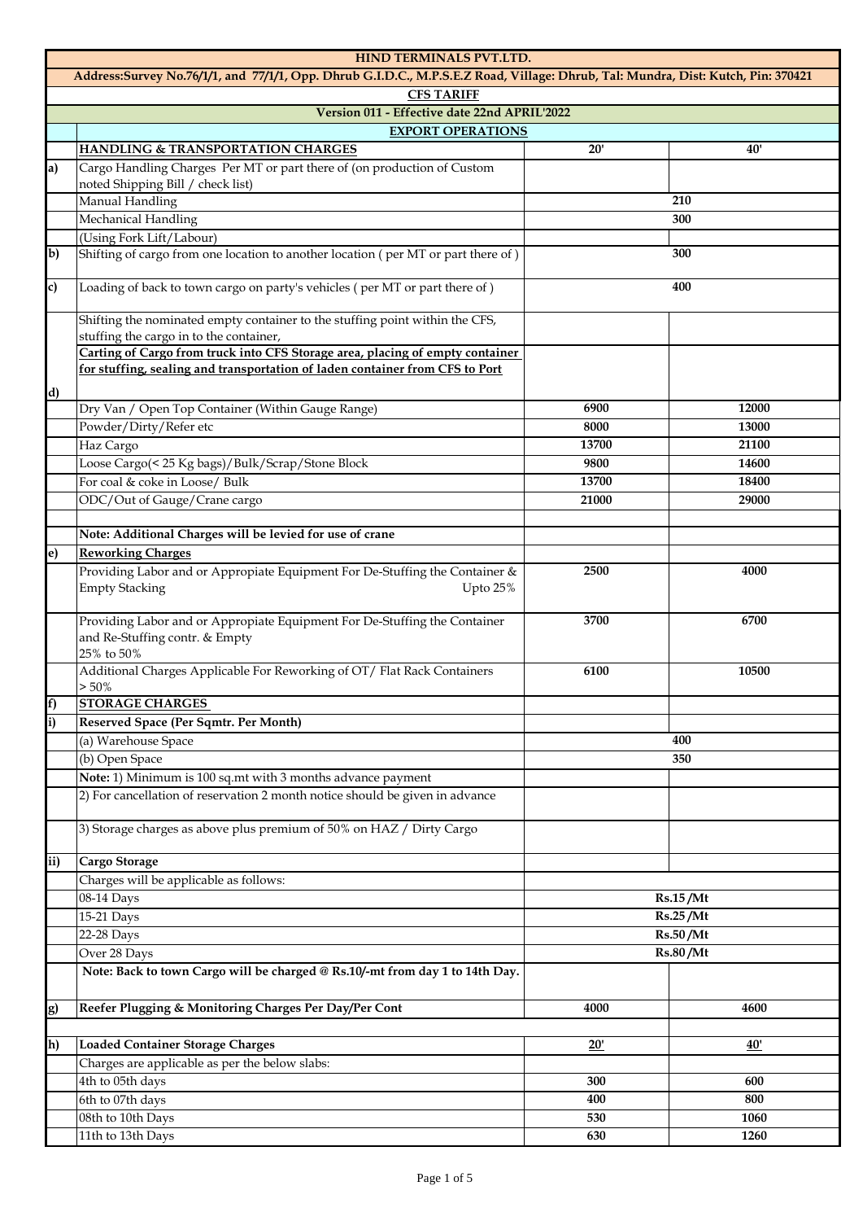# HIND TERMINALS PVT.LTD.

Address:Survey No.76/1/1, and 77/1/1, Opp. Dhrub G.I.D.C., M.P.S.E.Z Road, Village: Dhrub, Tal: Mundra, Dist: Kutch, Pin: 370421

## CFS TARIFF

### Version 011 - Effective date 22nd APRIL'2022

### EXPORT OPERATIONS

| | HANDLING & TRANSPORTATION CHARGES | 20' | 40' |
|---|---|---|---|
| a) | Cargo Handling Charges Per MT or part there of (on production of Custom noted Shipping Bill / check list) | | |
| | Manual Handling | 210 | |
| | Mechanical Handling | 300 | |
| | (Using Fork Lift/Labour) | | |
| b) | Shifting of cargo from one location to another location ( per MT or part there of ) | 300 | |
| c) | Loading of back to town cargo on party's vehicles ( per MT or part there of ) | 400 | |
| d) | Shifting the nominated empty container to the stuffing point within the CFS, stuffing the cargo in to the container, | | |
| | **Carting of Cargo from truck into CFS Storage area, placing of empty container for stuffing, sealing and transportation of laden container from CFS to Port** | | |
| | Dry Van / Open Top Container (Within Gauge Range) | 6900 | 12000 |
| | Powder/Dirty/Refer etc | 8000 | 13000 |
| | Haz Cargo | 13700 | 21100 |
| | Loose Cargo(< 25 Kg bags)/Bulk/Scrap/Stone Block | 9800 | 14600 |
| | For coal & coke in Loose/ Bulk | 13700 | 18400 |
| | ODC/Out of Gauge/Crane cargo | 21000 | 29000 |
| | | | |
| | **Note: Additional Charges will be levied for use of crane** | | |
| e) | **Reworking Charges** | | |
| | Providing Labor and or Appropiate Equipment For De-Stuffing the Container & Empty Stacking Upto 25% | 2500 | 4000 |
| | Providing Labor and or Appropiate Equipment For De-Stuffing the Container and Re-Stuffing contr. & Empty 25% to 50% | 3700 | 6700 |
| | Additional Charges Applicable For Reworking of OT/ Flat Rack Containers > 50% | 6100 | 10500 |
| f) | **STORAGE CHARGES** | | |
| i) | **Reserved Space (Per Sqmtr. Per Month)** | | |
| | (a) Warehouse Space | 400 | |
| | (b) Open Space | 350 | |
| | **Note:** 1) Minimum is 100 sq.mt with 3 months advance payment | | |
| | 2) For cancellation of reservation 2 month notice should be given in advance | | |
| | 3) Storage charges as above plus premium of 50% on HAZ / Dirty Cargo | | |
| ii) | **Cargo Storage** | | |
| | Charges will be applicable as follows: | | |
| | 08-14 Days | Rs.15 /Mt | |
| | 15-21 Days | Rs.25 /Mt | |
| | 22-28 Days | Rs.50 /Mt | |
| | Over 28 Days | Rs.80 /Mt | |
| | **Note: Back to town Cargo will be charged @ Rs.10/-mt from day 1 to 14th Day.** | | |
| g) | **Reefer Plugging & Monitoring Charges Per Day/Per Cont** | 4000 | 4600 |
| | | | |
| h) | **Loaded Container Storage Charges** | **20'** | **40'** |
| | Charges are applicable as per the below slabs: | | |
| | 4th to 05th days | 300 | 600 |
| | 6th to 07th days | 400 | 800 |
| | 08th to 10th Days | 530 | 1060 |
| | 11th to 13th Days | 630 | 1260 |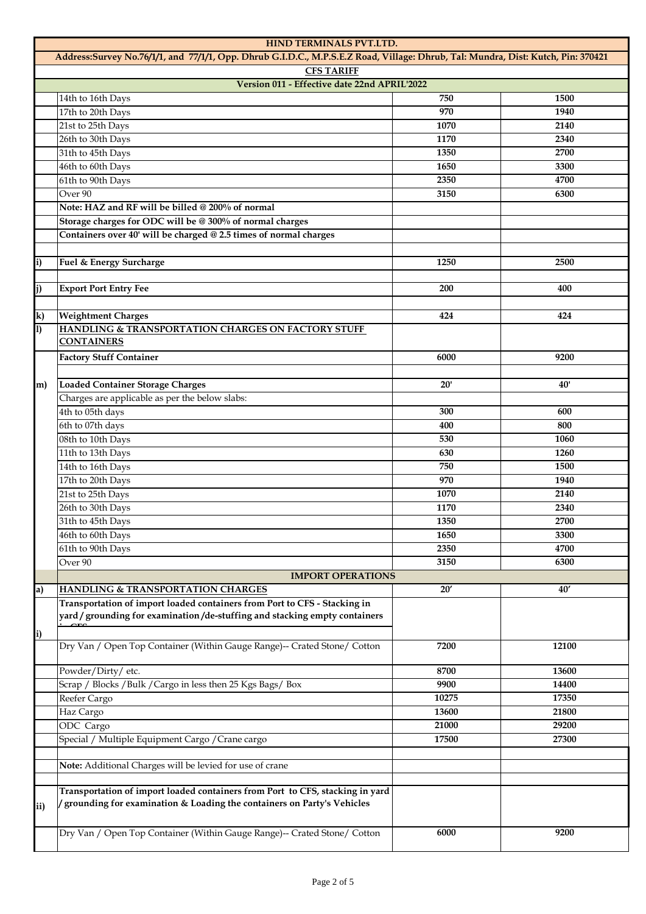| HIND TERMINALS PVT.LTD. | | | |
|---|---|---|---|
| Address:Survey No.76/1/1, and 77/1/1, Opp. Dhrub G.I.D.C., M.P.S.E.Z Road, Village: Dhrub, Tal: Mundra, Dist: Kutch, Pin: 370421 | | | |
| **CFS TARIFF** | | | |
| **Version 011 - Effective date 22nd APRIL'2022** | | | |
| | 14th to 16th Days | 750 | 1500 |
| | 17th to 20th Days | 970 | 1940 |
| | 21st to 25th Days | 1070 | 2140 |
| | 26th to 30th Days | 1170 | 2340 |
| | 31th to 45th Days | 1350 | 2700 |
| | 46th to 60th Days | 1650 | 3300 |
| | 61th to 90th Days | 2350 | 4700 |
| | Over 90 | 3150 | 6300 |
| | **Note: HAZ and RF will be billed @ 200% of normal** | | |
| | **Storage charges for ODC will be @ 300% of normal charges** | | |
| | **Containers over 40' will be charged @ 2.5 times of normal charges** | | |
| | | | |
| i) | **Fuel & Energy Surcharge** | 1250 | 2500 |
| | | | |
| j) | **Export Port Entry Fee** | 200 | 400 |
| | | | |
| k) | **Weightment Charges** | 424 | 424 |
| l) | **HANDLING & TRANSPORTATION CHARGES ON FACTORY STUFF CONTAINERS** | | |
| | **Factory Stuff Container** | 6000 | 9200 |
| | | | |
| m) | **Loaded Container Storage Charges** | 20' | 40' |
| | Charges are applicable as per the below slabs: | | |
| | 4th to 05th days | 300 | 600 |
| | 6th to 07th days | 400 | 800 |
| | 08th to 10th Days | 530 | 1060 |
| | 11th to 13th Days | 630 | 1260 |
| | 14th to 16th Days | 750 | 1500 |
| | 17th to 20th Days | 970 | 1940 |
| | 21st to 25th Days | 1070 | 2140 |
| | 26th to 30th Days | 1170 | 2340 |
| | 31th to 45th Days | 1350 | 2700 |
| | 46th to 60th Days | 1650 | 3300 |
| | 61th to 90th Days | 2350 | 4700 |
| | Over 90 | 3150 | 6300 |
| | **IMPORT OPERATIONS** | | |
| a) | **HANDLING & TRANSPORTATION CHARGES** | 20' | 40' |
| i) | **Transportation of import loaded containers from Port to CFS - Stacking in yard / grounding for examination /de-stuffing and stacking empty containers i CFS** | | |
| | Dry Van / Open Top Container (Within Gauge Range)-- Crated Stone/ Cotton | 7200 | 12100 |
| | Powder/Dirty/ etc. | 8700 | 13600 |
| | Scrap / Blocks /Bulk /Cargo in less then 25 Kgs Bags/ Box | 9900 | 14400 |
| | Reefer Cargo | 10275 | 17350 |
| | Haz Cargo | 13600 | 21800 |
| | ODC Cargo | 21000 | 29200 |
| | Special / Multiple Equipment Cargo /Crane cargo | 17500 | 27300 |
| | | | |
| | **Note:** Additional Charges will be levied for use of crane | | |
| | | | |
| ii) | **Transportation of import loaded containers from Port to CFS, stacking in yard / grounding for examination & Loading the containers on Party's Vehicles** | | |
| | Dry Van / Open Top Container (Within Gauge Range)-- Crated Stone/ Cotton | 6000 | 9200 |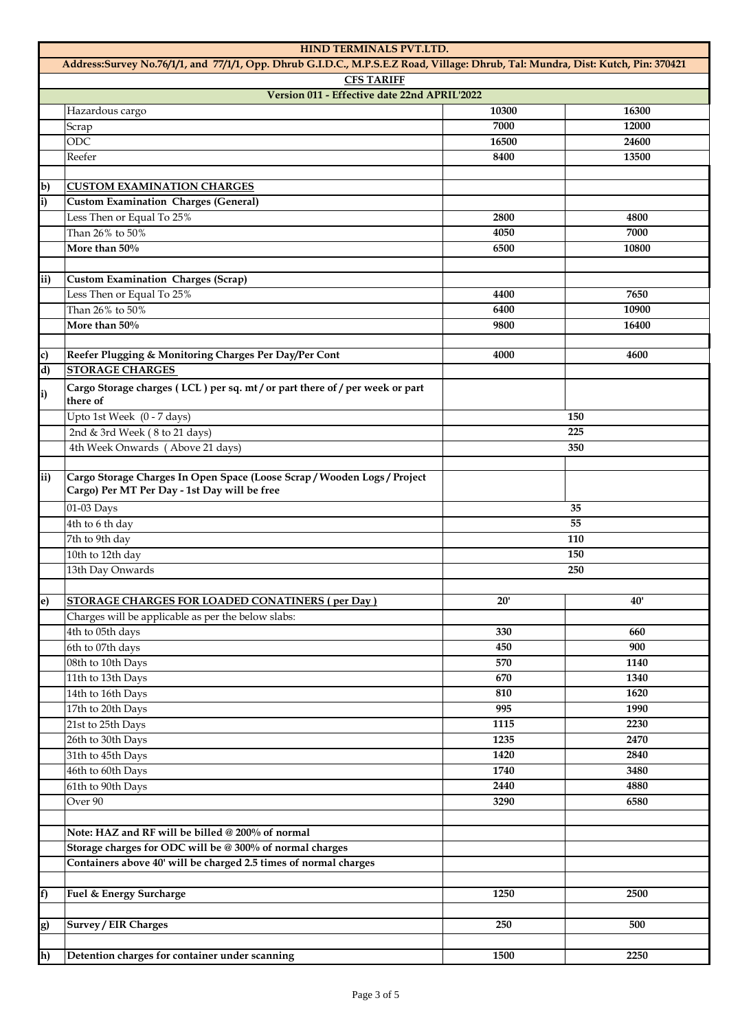# HIND TERMINALS PVT.LTD.

**Address:Survey No.76/1/1, and 77/1/1, Opp. Dhrub G.I.D.C., M.P.S.E.Z Road, Village: Dhrub, Tal: Mundra, Dist: Kutch, Pin: 370421**

**CFS TARIFF**

**Version 011 - Effective date 22nd APRIL'2022**

| | | | |
|---|---|---|---|
| | Hazardous cargo | **10300** | **16300** |
| | Scrap | **7000** | **12000** |
| | ODC | **16500** | **24600** |
| | Reefer | **8400** | **13500** |
| | | | |
| **b)** | **CUSTOM EXAMINATION CHARGES** | | |
| **i)** | **Custom Examination Charges (General)** | | |
| | Less Then or Equal To 25% | **2800** | **4800** |
| | Than 26% to 50% | **4050** | **7000** |
| | **More than 50%** | **6500** | **10800** |
| | | | |
| **ii)** | **Custom Examination Charges (Scrap)** | | |
| | Less Then or Equal To 25% | **4400** | **7650** |
| | Than 26% to 50% | **6400** | **10900** |
| | **More than 50%** | **9800** | **16400** |
| | | | |
| **c)** | **Reefer Plugging & Monitoring Charges Per Day/Per Cont** | **4000** | **4600** |
| **d)** | **STORAGE CHARGES** | | |
| **i)** | **Cargo Storage charges ( LCL ) per sq. mt / or part there of / per week or part there of** | | |
| | Upto 1st Week (0 - 7 days) | **150** | |
| | 2nd & 3rd Week ( 8 to 21 days) | **225** | |
| | 4th Week Onwards ( Above 21 days) | **350** | |
| | | | |
| **ii)** | **Cargo Storage Charges In Open Space (Loose Scrap / Wooden Logs / Project Cargo) Per MT Per Day - 1st Day will be free** | | |
| | 01-03 Days | **35** | |
| | 4th to 6 th day | **55** | |
| | 7th to 9th day | **110** | |
| | 10th to 12th day | **150** | |
| | 13th Day Onwards | **250** | |
| | | | |
| **e)** | **STORAGE CHARGES FOR LOADED CONATINERS ( per Day )** | **20'** | **40'** |
| | Charges will be applicable as per the below slabs: | | |
| | 4th to 05th days | **330** | **660** |
| | 6th to 07th days | **450** | **900** |
| | 08th to 10th Days | **570** | **1140** |
| | 11th to 13th Days | **670** | **1340** |
| | 14th to 16th Days | **810** | **1620** |
| | 17th to 20th Days | **995** | **1990** |
| | 21st to 25th Days | **1115** | **2230** |
| | 26th to 30th Days | **1235** | **2470** |
| | 31th to 45th Days | **1420** | **2840** |
| | 46th to 60th Days | **1740** | **3480** |
| | 61th to 90th Days | **2440** | **4880** |
| | Over 90 | **3290** | **6580** |
| | | | |
| | **Note: HAZ and RF will be billed @ 200% of normal** | | |
| | **Storage charges for ODC will be @ 300% of normal charges** | | |
| | **Containers above 40' will be charged 2.5 times of normal charges** | | |
| | | | |
| **f)** | **Fuel & Energy Surcharge** | **1250** | **2500** |
| | | | |
| **g)** | **Survey / EIR Charges** | **250** | **500** |
| | | | |
| **h)** | **Detention charges for container under scanning** | **1500** | **2250** |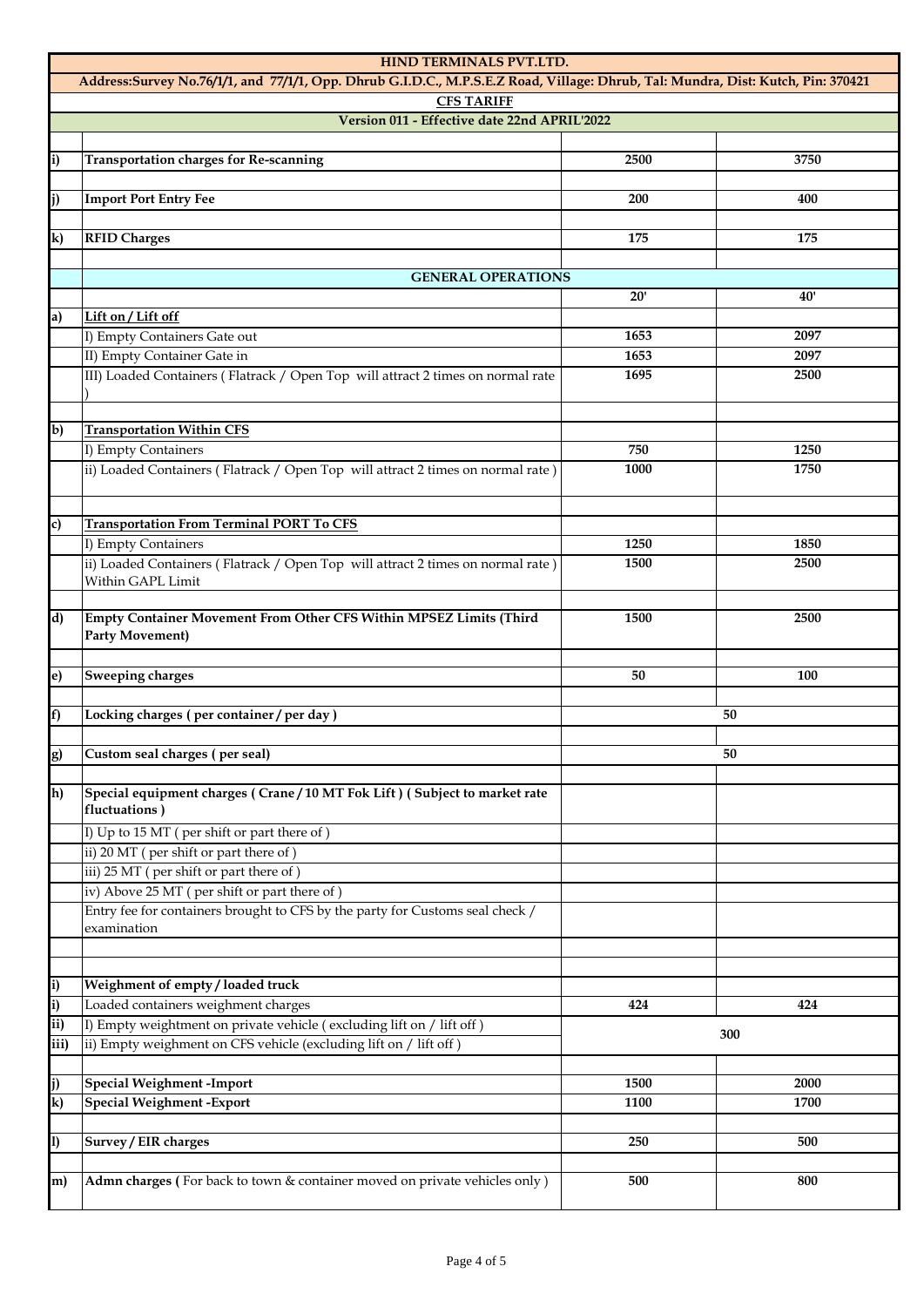# HIND TERMINALS PVT.LTD.

**Address:Survey No.76/1/1, and 77/1/1, Opp. Dhrub G.I.D.C., M.P.S.E.Z Road, Village: Dhrub, Tal: Mundra, Dist: Kutch, Pin: 370421**

**CFS TARIFF**

**Version 011 - Effective date 22nd APRIL'2022**

| | | | |
|---|---|---|---|
| **i)** | **Transportation charges for Re-scanning** | **2500** | **3750** |
| **j)** | **Import Port Entry Fee** | **200** | **400** |
| **k)** | **RFID Charges** | **175** | **175** |
| | **GENERAL OPERATIONS** | | |
| | | **20'** | **40'** |
| **a)** | **Lift on / Lift off** | | |
| | I) Empty Containers Gate out | **1653** | **2097** |
| | II) Empty Container Gate in | **1653** | **2097** |
| | III) Loaded Containers ( Flatrack / Open Top will attract 2 times on normal rate ) | **1695** | **2500** |
| **b)** | **Transportation Within CFS** | | |
| | I) Empty Containers | **750** | **1250** |
| | ii) Loaded Containers ( Flatrack / Open Top will attract 2 times on normal rate ) | **1000** | **1750** |
| **c)** | **Transportation From Terminal PORT To CFS** | | |
| | I) Empty Containers | **1250** | **1850** |
| | ii) Loaded Containers ( Flatrack / Open Top will attract 2 times on normal rate ) Within GAPL Limit | **1500** | **2500** |
| **d)** | **Empty Container Movement From Other CFS Within MPSEZ Limits (Third Party Movement)** | **1500** | **2500** |
| **e)** | **Sweeping charges** | **50** | **100** |
| **f)** | **Locking charges ( per container / per day )** | **50** | |
| **g)** | **Custom seal charges ( per seal)** | **50** | |
| **h)** | **Special equipment charges ( Crane / 10 MT Fok Lift ) ( Subject to market rate fluctuations )** | | |
| | I) Up to 15 MT ( per shift or part there of ) | | |
| | ii) 20 MT ( per shift or part there of ) | | |
| | iii) 25 MT ( per shift or part there of ) | | |
| | iv) Above 25 MT ( per shift or part there of ) | | |
| | Entry fee for containers brought to CFS by the party for Customs seal check / examination | | |
| **i)** | **Weighment of empty / loaded truck** | | |
| **i)** | Loaded containers weighment charges | **424** | **424** |
| **ii)** | I) Empty weightment on private vehicle ( excluding lift on / lift off ) | **300** | |
| **iii)** | ii) Empty weighment on CFS vehicle (excluding lift on / lift off ) | | |
| **j)** | **Special Weighment -Import** | **1500** | **2000** |
| **k)** | **Special Weighment -Export** | **1100** | **1700** |
| **l)** | **Survey / EIR charges** | **250** | **500** |
| **m)** | **Admn charges (** For back to town & container moved on private vehicles only ) | **500** | **800** |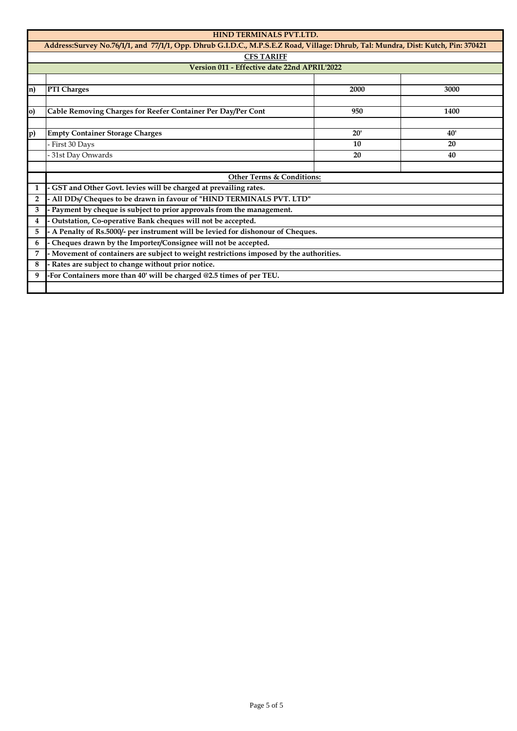**HIND TERMINALS PVT.LTD.**

**Address:Survey No.76/1/1, and 77/1/1, Opp. Dhrub G.I.D.C., M.P.S.E.Z Road, Village: Dhrub, Tal: Mundra, Dist: Kutch, Pin: 370421**

**CFS TARIFF**

**Version 011 - Effective date 22nd APRIL'2022**

| | | | |
|---|---|---|---|
| n) | **PTI Charges** | **2000** | **3000** |
| o) | **Cable Removing Charges for Reefer Container Per Day/Per Cont** | **950** | **1400** |
| p) | **Empty Container Storage Charges** | **20'** | **40'** |
| | - First 30 Days | **10** | **20** |
| | - 31st Day Onwards | **20** | **40** |

**Other Terms & Conditions:**

| | |
|---|---|
| 1 | **- GST and Other Govt. levies will be charged at prevailing rates.** |
| 2 | **- All DDs/ Cheques to be drawn in favour of "HIND TERMINALS PVT. LTD"** |
| 3 | **- Payment by cheque is subject to prior approvals from the management.** |
| 4 | **- Outstation, Co-operative Bank cheques will not be accepted.** |
| 5 | **- A Penalty of Rs.5000/- per instrument will be levied for dishonour of Cheques.** |
| 6 | **- Cheques drawn by the Importer/Consignee will not be accepted.** |
| 7 | **- Movement of containers are subject to weight restrictions imposed by the authorities.** |
| 8 | **- Rates are subject to change without prior notice.** |
| 9 | **-For Containers more than 40' will be charged @2.5 times of per TEU.** |